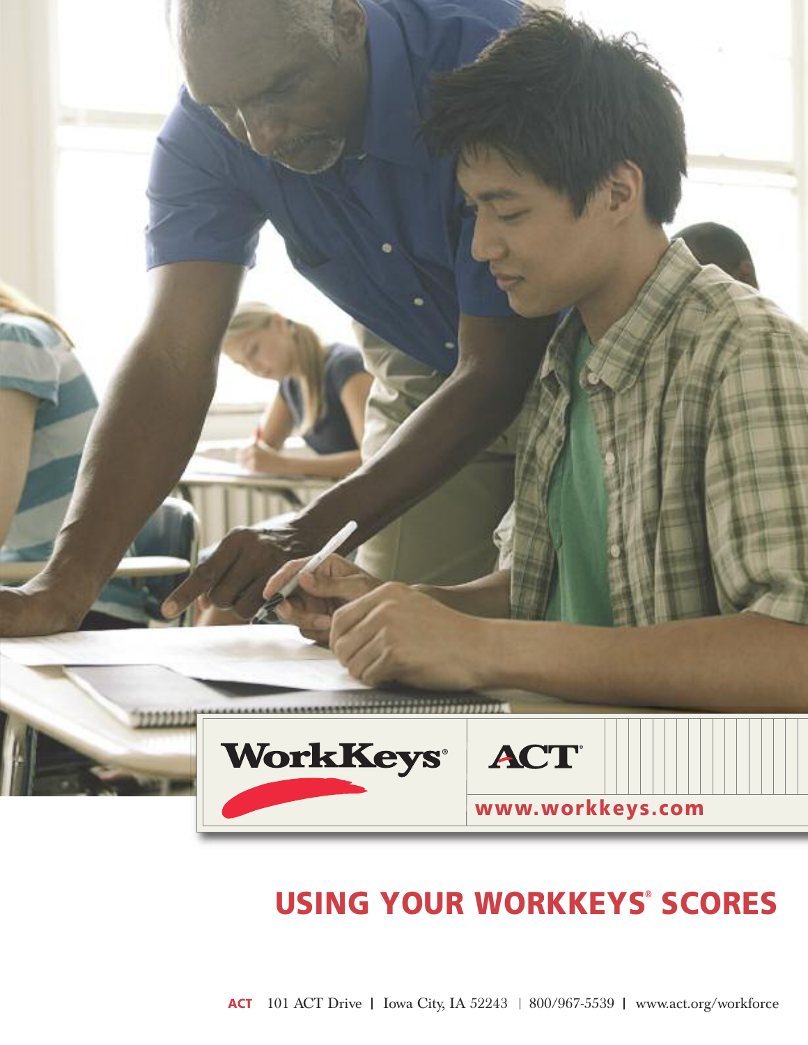WorkKeys® ACT®

www.workkeys.com

# USING YOUR WORKKEYS® SCORES

**ACT** 101 ACT Drive | Iowa City, IA 52243 | 800/967-5539 | www.act.org/workforce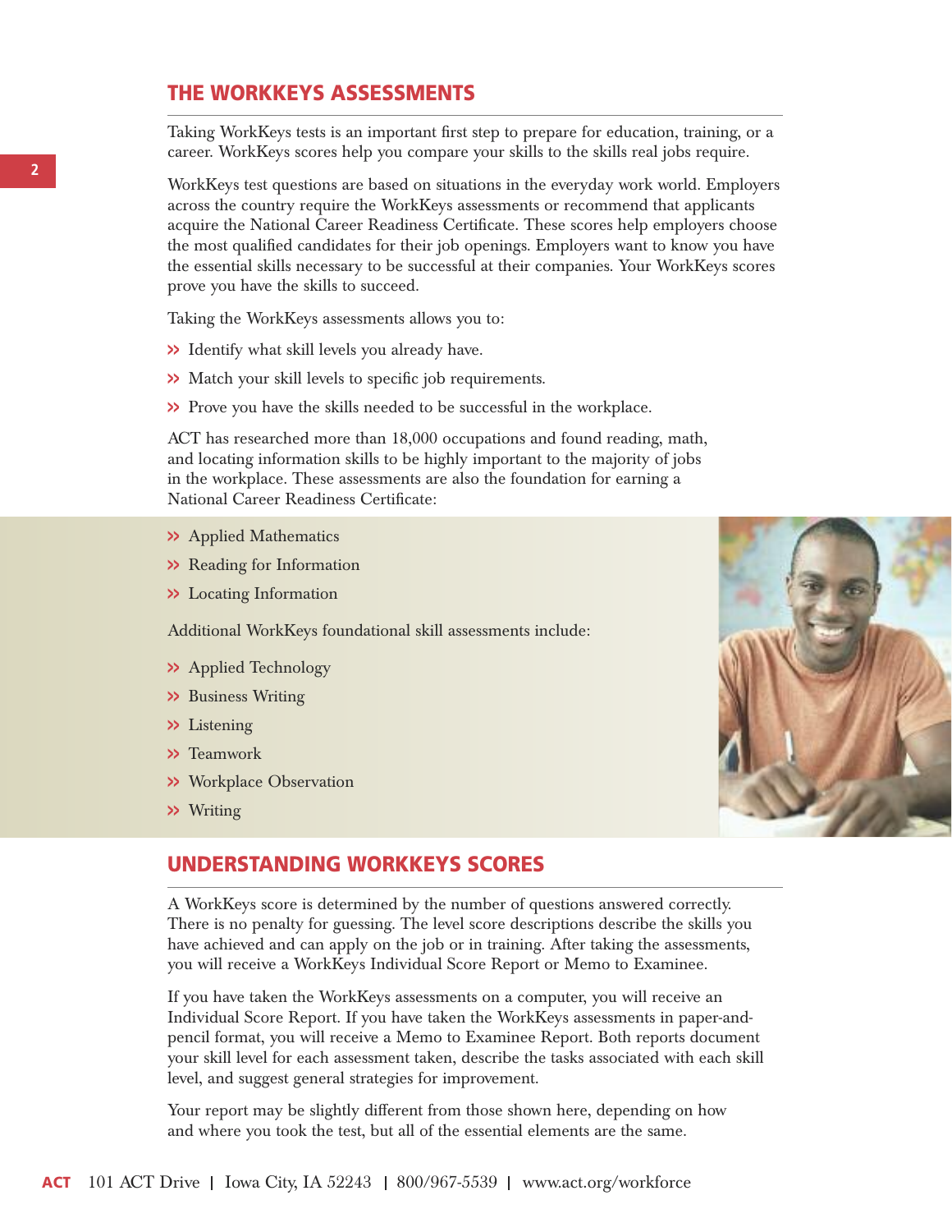## THE WORKKEYS ASSESSMENTS

Taking WorkKeys tests is an important first step to prepare for education, training, or a career. WorkKeys scores help you compare your skills to the skills real jobs require.

WorkKeys test questions are based on situations in the everyday work world. Employers across the country require the WorkKeys assessments or recommend that applicants acquire the National Career Readiness Certificate. These scores help employers choose the most qualified candidates for their job openings. Employers want to know you have the essential skills necessary to be successful at their companies. Your WorkKeys scores prove you have the skills to succeed.

Taking the WorkKeys assessments allows you to:

- Identify what skill levels you already have.
- Match your skill levels to specific job requirements.
- Prove you have the skills needed to be successful in the workplace.

ACT has researched more than 18,000 occupations and found reading, math, and locating information skills to be highly important to the majority of jobs in the workplace. These assessments are also the foundation for earning a National Career Readiness Certificate:

- Applied Mathematics
- Reading for Information
- Locating Information

Additional WorkKeys foundational skill assessments include:

- Applied Technology
- Business Writing
- Listening
- Teamwork
- Workplace Observation
- Writing

## UNDERSTANDING WORKKEYS SCORES

A WorkKeys score is determined by the number of questions answered correctly. There is no penalty for guessing. The level score descriptions describe the skills you have achieved and can apply on the job or in training. After taking the assessments, you will receive a WorkKeys Individual Score Report or Memo to Examinee.

If you have taken the WorkKeys assessments on a computer, you will receive an Individual Score Report. If you have taken the WorkKeys assessments in paper-and-pencil format, you will receive a Memo to Examinee Report. Both reports document your skill level for each assessment taken, describe the tasks associated with each skill level, and suggest general strategies for improvement.

Your report may be slightly different from those shown here, depending on how and where you took the test, but all of the essential elements are the same.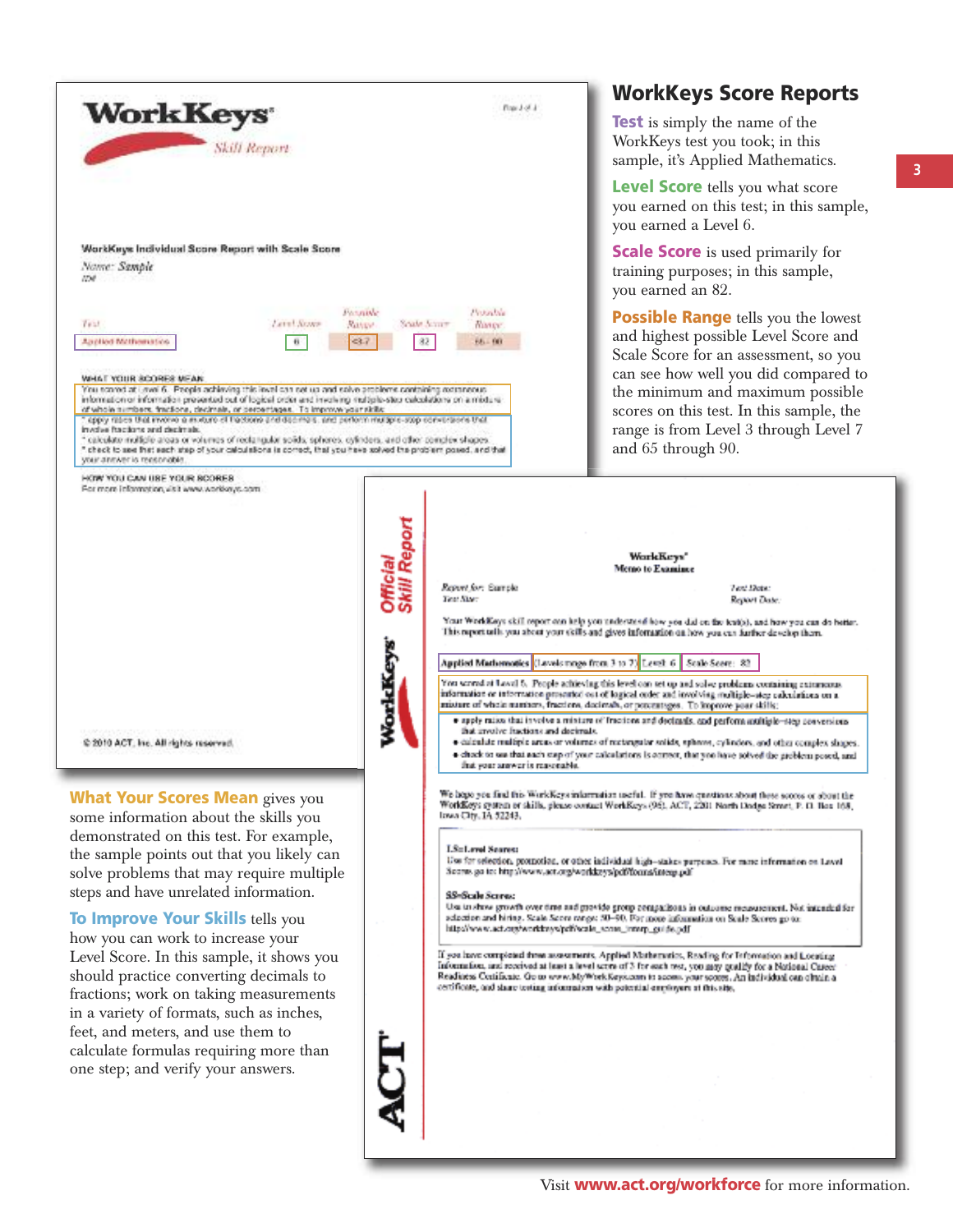## WorkKeys Score Reports

**Test** is simply the name of the WorkKeys test you took; in this sample, it's Applied Mathematics.

**Level Score** tells you what score you earned on this test; in this sample, you earned a Level 6.

**Scale Score** is used primarily for training purposes; in this sample, you earned an 82.

**Possible Range** tells you the lowest and highest possible Level Score and Scale Score for an assessment, so you can see how well you did compared to the minimum and maximum possible scores on this test. In this sample, the range is from Level 3 through Level 7 and 65 through 90.

**What Your Scores Mean** gives you some information about the skills you demonstrated on this test. For example, the sample points out that you likely can solve problems that may require multiple steps and have unrelated information.

**To Improve Your Skills** tells you how you can work to increase your Level Score. In this sample, it shows you should practice converting decimals to fractions; work on taking measurements in a variety of formats, such as inches, feet, and meters, and use them to calculate formulas requiring more than one step; and verify your answers.

Visit **www.act.org/workforce** for more information.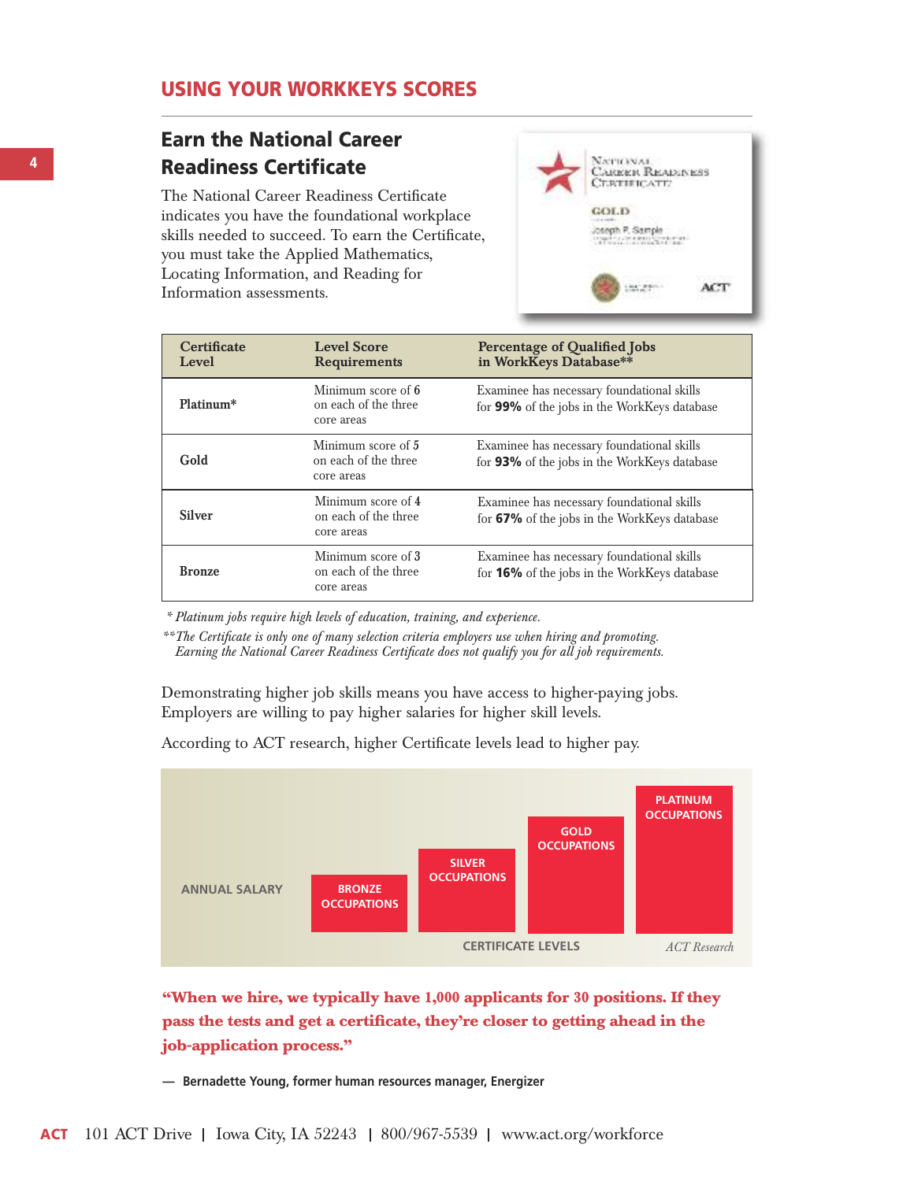## USING YOUR WORKKEYS SCORES

### Earn the National Career Readiness Certificate

The National Career Readiness Certificate indicates you have the foundational workplace skills needed to succeed. To earn the Certificate, you must take the Applied Mathematics, Locating Information, and Reading for Information assessments.

| Certificate Level | Level Score Requirements | Percentage of Qualified Jobs in WorkKeys Database** |
|---|---|---|
| **Platinum*** | Minimum score of **6** on each of the three core areas | Examinee has necessary foundational skills for **99%** of the jobs in the WorkKeys database |
| **Gold** | Minimum score of **5** on each of the three core areas | Examinee has necessary foundational skills for **93%** of the jobs in the WorkKeys database |
| **Silver** | Minimum score of **4** on each of the three core areas | Examinee has necessary foundational skills for **67%** of the jobs in the WorkKeys database |
| **Bronze** | Minimum score of **3** on each of the three core areas | Examinee has necessary foundational skills for **16%** of the jobs in the WorkKeys database |

*\* Platinum jobs require high levels of education, training, and experience.*

*\*\*The Certificate is only one of many selection criteria employers use when hiring and promoting. Earning the National Career Readiness Certificate does not qualify you for all job requirements.*

Demonstrating higher job skills means you have access to higher-paying jobs. Employers are willing to pay higher salaries for higher skill levels.

According to ACT research, higher Certificate levels lead to higher pay.

ANNUAL SALARY: BRONZE OCCUPATIONS < SILVER OCCUPATIONS < GOLD OCCUPATIONS < PLATINUM OCCUPATIONS

CERTIFICATE LEVELS — *ACT Research*

**"When we hire, we typically have 1,000 applicants for 30 positions. If they pass the tests and get a certificate, they're closer to getting ahead in the job-application process."**

— **Bernadette Young, former human resources manager, Energizer**

**ACT** 101 ACT Drive | Iowa City, IA 52243 | 800/967-5539 | www.act.org/workforce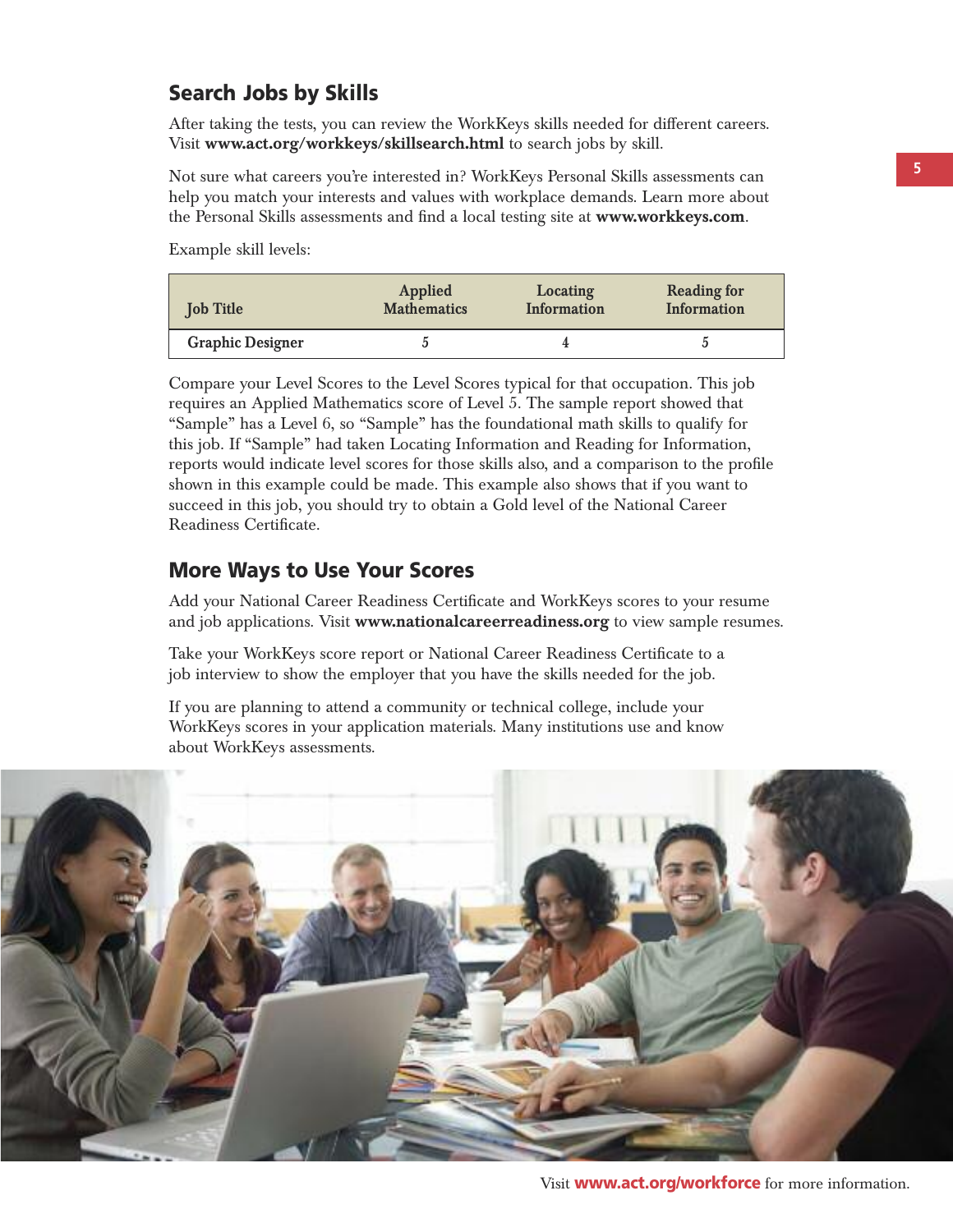## Search Jobs by Skills

After taking the tests, you can review the WorkKeys skills needed for different careers. Visit **www.act.org/workkeys/skillsearch.html** to search jobs by skill.

Not sure what careers you're interested in? WorkKeys Personal Skills assessments can help you match your interests and values with workplace demands. Learn more about the Personal Skills assessments and find a local testing site at **www.workkeys.com**.

Example skill levels:

| Job Title | Applied Mathematics | Locating Information | Reading for Information |
|---|---|---|---|
| **Graphic Designer** | 5 | 4 | 5 |

Compare your Level Scores to the Level Scores typical for that occupation. This job requires an Applied Mathematics score of Level 5. The sample report showed that "Sample" has a Level 6, so "Sample" has the foundational math skills to qualify for this job. If "Sample" had taken Locating Information and Reading for Information, reports would indicate level scores for those skills also, and a comparison to the profile shown in this example could be made. This example also shows that if you want to succeed in this job, you should try to obtain a Gold level of the National Career Readiness Certificate.

## More Ways to Use Your Scores

Add your National Career Readiness Certificate and WorkKeys scores to your resume and job applications. Visit **www.nationalcareerreadiness.org** to view sample resumes.

Take your WorkKeys score report or National Career Readiness Certificate to a job interview to show the employer that you have the skills needed for the job.

If you are planning to attend a community or technical college, include your WorkKeys scores in your application materials. Many institutions use and know about WorkKeys assessments.

Visit **www.act.org/workforce** for more information.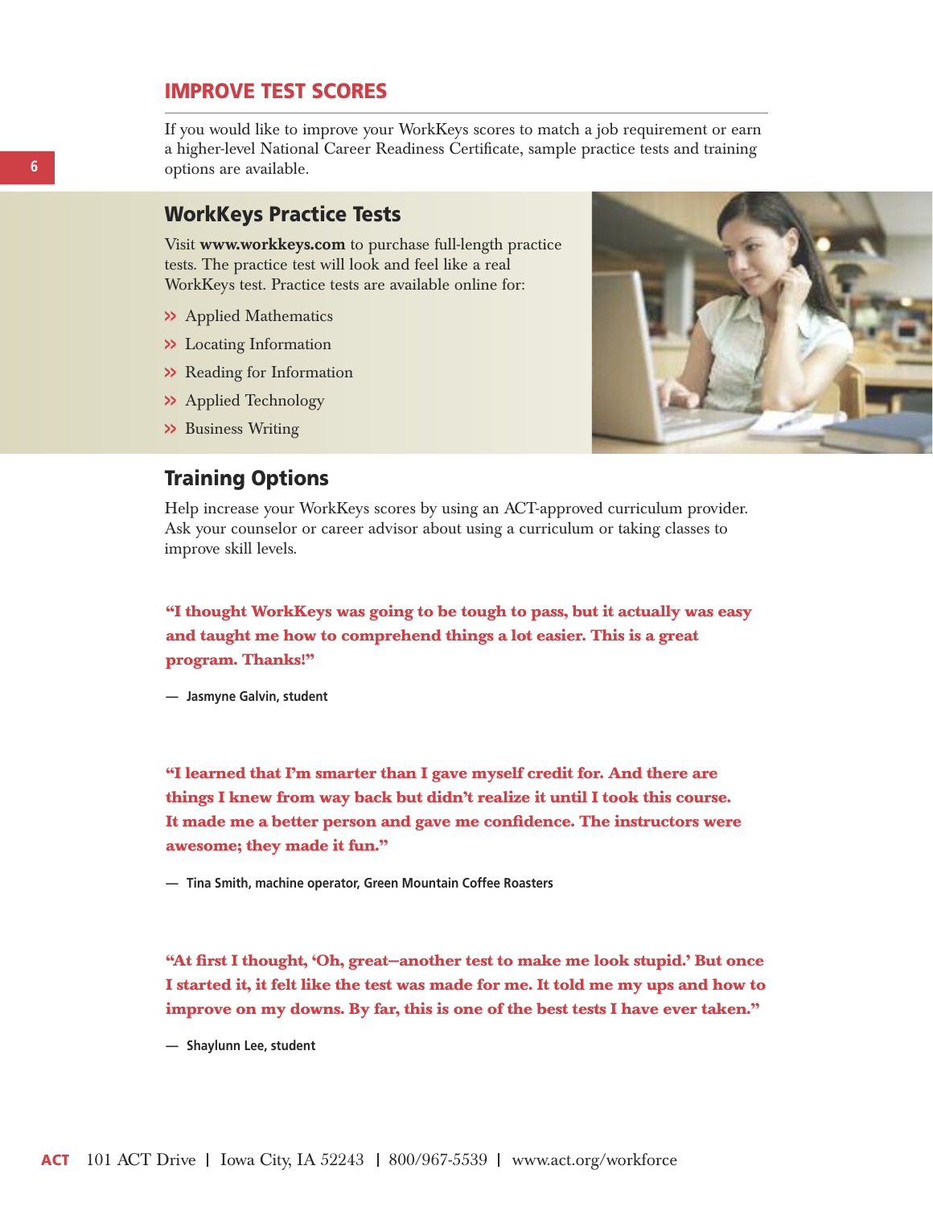## IMPROVE TEST SCORES

If you would like to improve your WorkKeys scores to match a job requirement or earn a higher-level National Career Readiness Certificate, sample practice tests and training options are available.

### WorkKeys Practice Tests

Visit **www.workkeys.com** to purchase full-length practice tests. The practice test will look and feel like a real WorkKeys test. Practice tests are available online for:

- Applied Mathematics
- Locating Information
- Reading for Information
- Applied Technology
- Business Writing

### Training Options

Help increase your WorkKeys scores by using an ACT-approved curriculum provider. Ask your counselor or career advisor about using a curriculum or taking classes to improve skill levels.

**"I thought WorkKeys was going to be tough to pass, but it actually was easy and taught me how to comprehend things a lot easier. This is a great program. Thanks!"**

— Jasmyne Galvin, student

**"I learned that I'm smarter than I gave myself credit for. And there are things I knew from way back but didn't realize it until I took this course. It made me a better person and gave me confidence. The instructors were awesome; they made it fun."**

— Tina Smith, machine operator, Green Mountain Coffee Roasters

**"At first I thought, 'Oh, great—another test to make me look stupid.' But once I started it, it felt like the test was made for me. It told me my ups and how to improve on my downs. By far, this is one of the best tests I have ever taken."**

— Shaylunn Lee, student

ACT 101 ACT Drive | Iowa City, IA 52243 | 800/967-5539 | www.act.org/workforce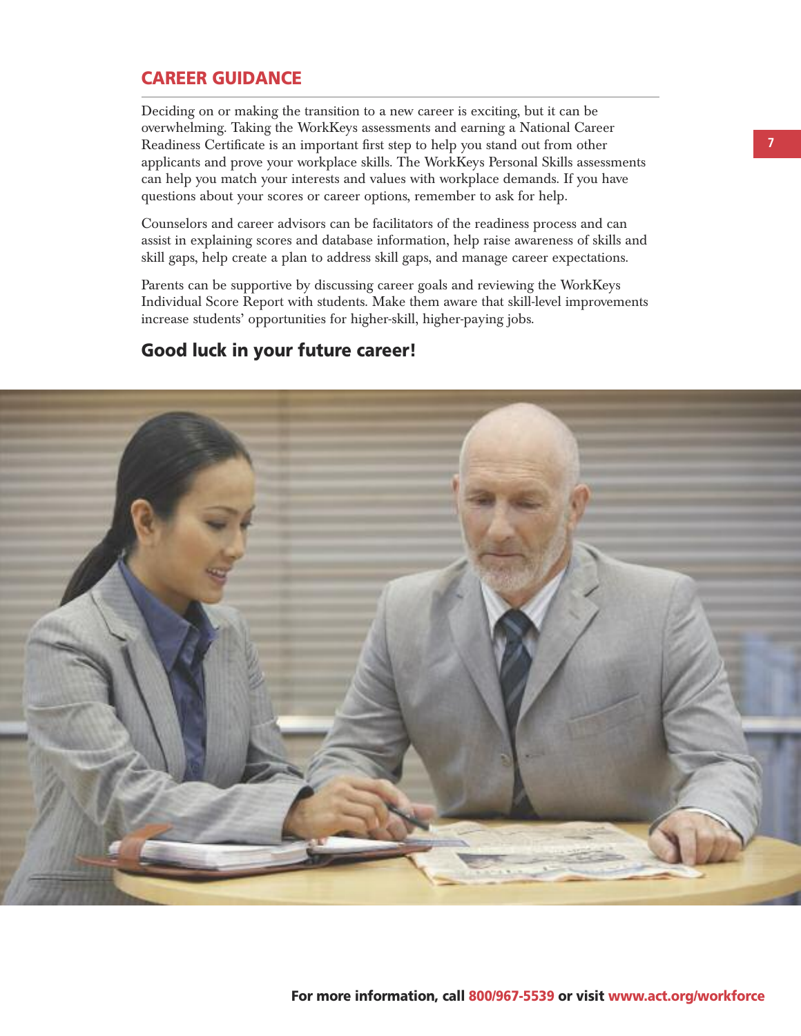## CAREER GUIDANCE

Deciding on or making the transition to a new career is exciting, but it can be overwhelming. Taking the WorkKeys assessments and earning a National Career Readiness Certificate is an important first step to help you stand out from other applicants and prove your workplace skills. The WorkKeys Personal Skills assessments can help you match your interests and values with workplace demands. If you have questions about your scores or career options, remember to ask for help.

Counselors and career advisors can be facilitators of the readiness process and can assist in explaining scores and database information, help raise awareness of skills and skill gaps, help create a plan to address skill gaps, and manage career expectations.

Parents can be supportive by discussing career goals and reviewing the WorkKeys Individual Score Report with students. Make them aware that skill-level improvements increase students' opportunities for higher-skill, higher-paying jobs.

### Good luck in your future career!

**For more information, call 800/967-5539 or visit www.act.org/workforce**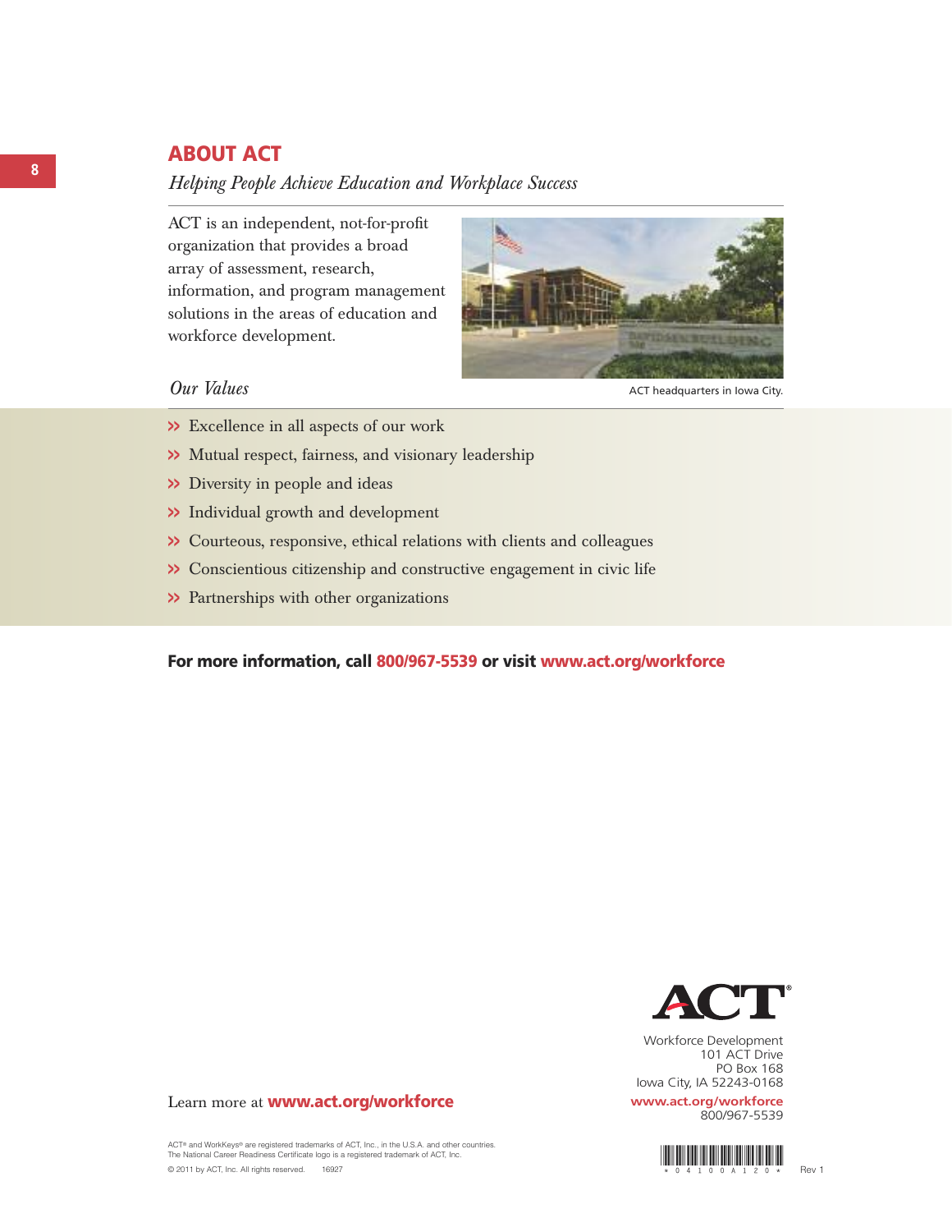## ABOUT ACT

*Helping People Achieve Education and Workplace Success*

ACT is an independent, not-for-profit organization that provides a broad array of assessment, research, information, and program management solutions in the areas of education and workforce development.

ACT headquarters in Iowa City.

### *Our Values*

- Excellence in all aspects of our work
- Mutual respect, fairness, and visionary leadership
- Diversity in people and ideas
- Individual growth and development
- Courteous, responsive, ethical relations with clients and colleagues
- Conscientious citizenship and constructive engagement in civic life
- Partnerships with other organizations

**For more information, call 800/967-5539 or visit www.act.org/workforce**

ACT®

Workforce Development
101 ACT Drive
PO Box 168
Iowa City, IA 52243-0168

**www.act.org/workforce**
800/967-5539

Learn more at **www.act.org/workforce**

ACT® and WorkKeys® are registered trademarks of ACT, Inc., in the U.S.A. and other countries.
The National Career Readiness Certificate logo is a registered trademark of ACT, Inc.
© 2011 by ACT, Inc. All rights reserved. 16927

*0410OA120*

Rev 1